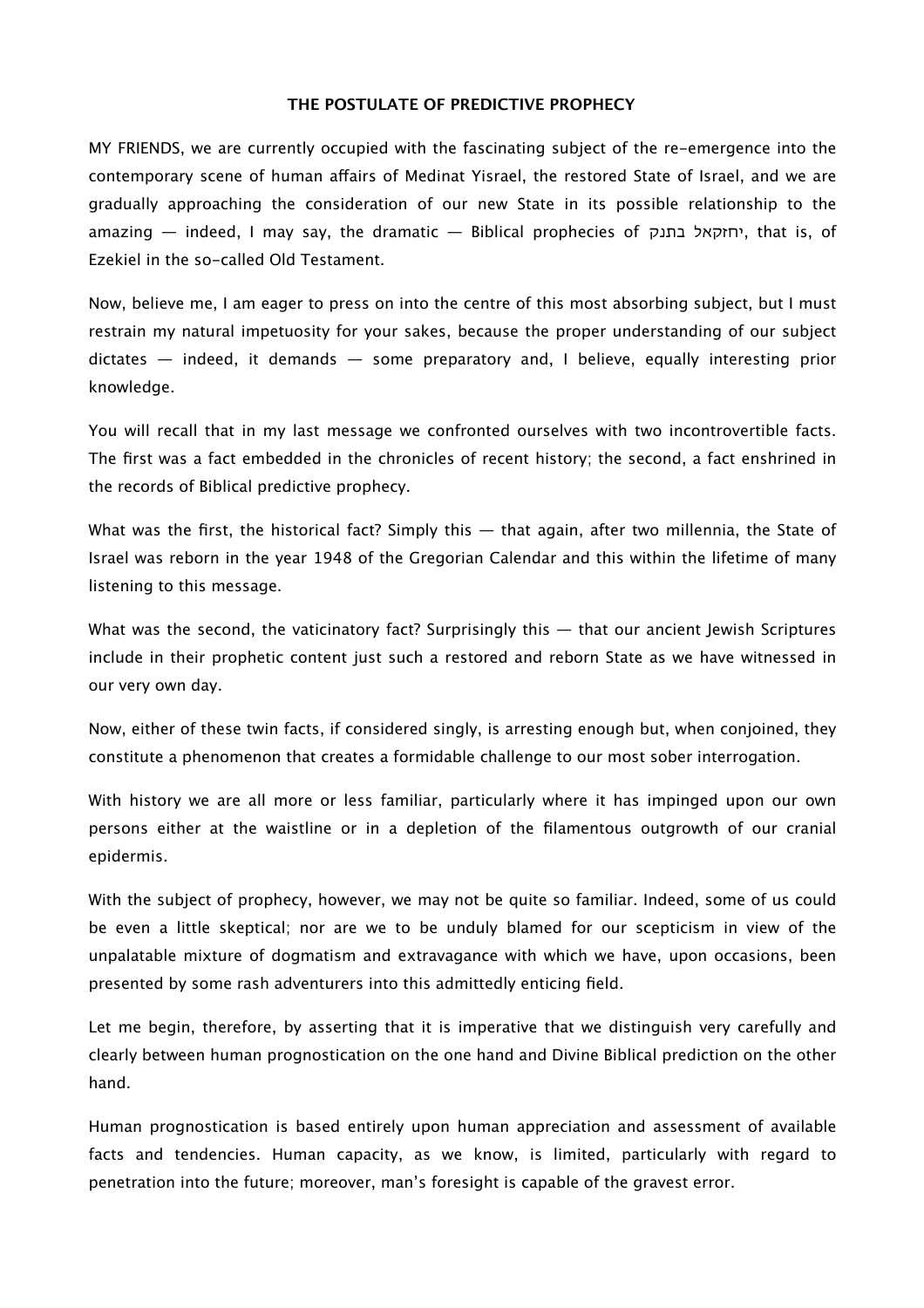# THE POSTULATE OF PREDICTIVE PROPHECY

MY FRIENDS, we are currently occupied with the fascinating subject of the re-emergence into the contemporary scene of human affairs of Medinat Yisrael, the restored State of Israel, and we are gradually approaching the consideration of our new State in its possible relationship to the amazing — indeed, I may say, the dramatic — Biblical prophecies of יחזקאל בתנך, that is, of Ezekiel in the so-called Old Testament.

Now, believe me, I am eager to press on into the centre of this most absorbing subject, but I must restrain my natural impetuosity for your sakes, because the proper understanding of our subject dictates — indeed, it demands — some preparatory and, I believe, equally interesting prior knowledge.

You will recall that in my last message we confronted ourselves with two incontrovertible facts. The first was a fact embedded in the chronicles of recent history; the second, a fact enshrined in the records of Biblical predictive prophecy.

What was the first, the historical fact? Simply this — that again, after two millennia, the State of Israel was reborn in the year 1948 of the Gregorian Calendar and this within the lifetime of many listening to this message.

What was the second, the vaticinatory fact? Surprisingly this — that our ancient Jewish Scriptures include in their prophetic content just such a restored and reborn State as we have witnessed in our very own day.

Now, either of these twin facts, if considered singly, is arresting enough but, when conjoined, they constitute a phenomenon that creates a formidable challenge to our most sober interrogation.

With history we are all more or less familiar, particularly where it has impinged upon our own persons either at the waistline or in a depletion of the filamentous outgrowth of our cranial epidermis.

With the subject of prophecy, however, we may not be quite so familiar. Indeed, some of us could be even a little skeptical; nor are we to be unduly blamed for our scepticism in view of the unpalatable mixture of dogmatism and extravagance with which we have, upon occasions, been presented by some rash adventurers into this admittedly enticing field.

Let me begin, therefore, by asserting that it is imperative that we distinguish very carefully and clearly between human prognostication on the one hand and Divine Biblical prediction on the other hand.

Human prognostication is based entirely upon human appreciation and assessment of available facts and tendencies. Human capacity, as we know, is limited, particularly with regard to penetration into the future; moreover, man's foresight is capable of the gravest error.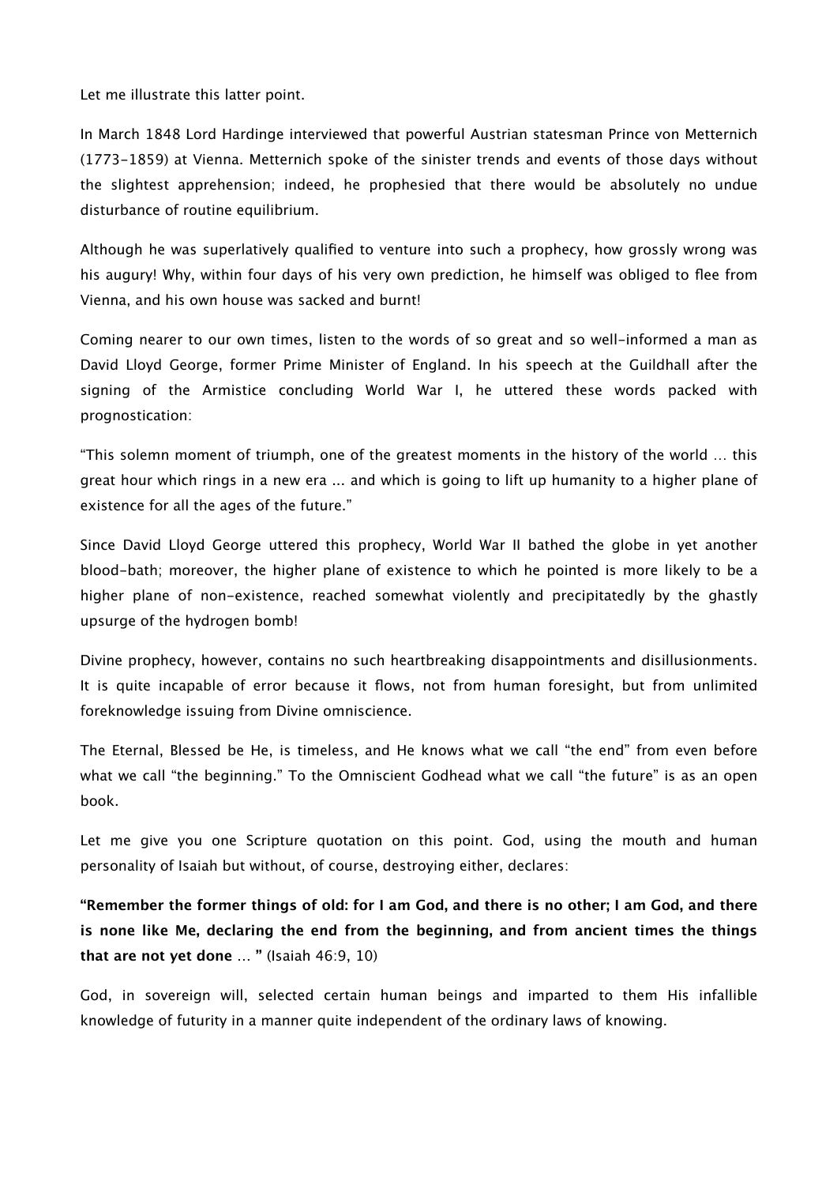Let me illustrate this latter point.

In March 1848 Lord Hardinge interviewed that powerful Austrian statesman Prince von Metternich (1773-1859) at Vienna. Metternich spoke of the sinister trends and events of those days without the slightest apprehension; indeed, he prophesied that there would be absolutely no undue disturbance of routine equilibrium.

Although he was superlatively qualified to venture into such a prophecy, how grossly wrong was his augury! Why, within four days of his very own prediction, he himself was obliged to flee from Vienna, and his own house was sacked and burnt!

Coming nearer to our own times, listen to the words of so great and so well-informed a man as David Lloyd George, former Prime Minister of England. In his speech at the Guildhall after the signing of the Armistice concluding World War I, he uttered these words packed with prognostication:

“This solemn moment of triumph, one of the greatest moments in the history of the world … this great hour which rings in a new era ... and which is going to lift up humanity to a higher plane of existence for all the ages of the future.”

Since David Lloyd George uttered this prophecy, World War II bathed the globe in yet another blood-bath; moreover, the higher plane of existence to which he pointed is more likely to be a higher plane of non-existence, reached somewhat violently and precipitatedly by the ghastly upsurge of the hydrogen bomb!

Divine prophecy, however, contains no such heartbreaking disappointments and disillusionments. It is quite incapable of error because it flows, not from human foresight, but from unlimited foreknowledge issuing from Divine omniscience.

The Eternal, Blessed be He, is timeless, and He knows what we call “the end” from even before what we call “the beginning.” To the Omniscient Godhead what we call “the future” is as an open book.

Let me give you one Scripture quotation on this point. God, using the mouth and human personality of Isaiah but without, of course, destroying either, declares:

**“Remember the former things of old: for I am God, and there is no other; I am God, and there is none like Me, declaring the end from the beginning, and from ancient times the things that are not yet done … ”** (Isaiah 46:9, 10)

God, in sovereign will, selected certain human beings and imparted to them His infallible knowledge of futurity in a manner quite independent of the ordinary laws of knowing.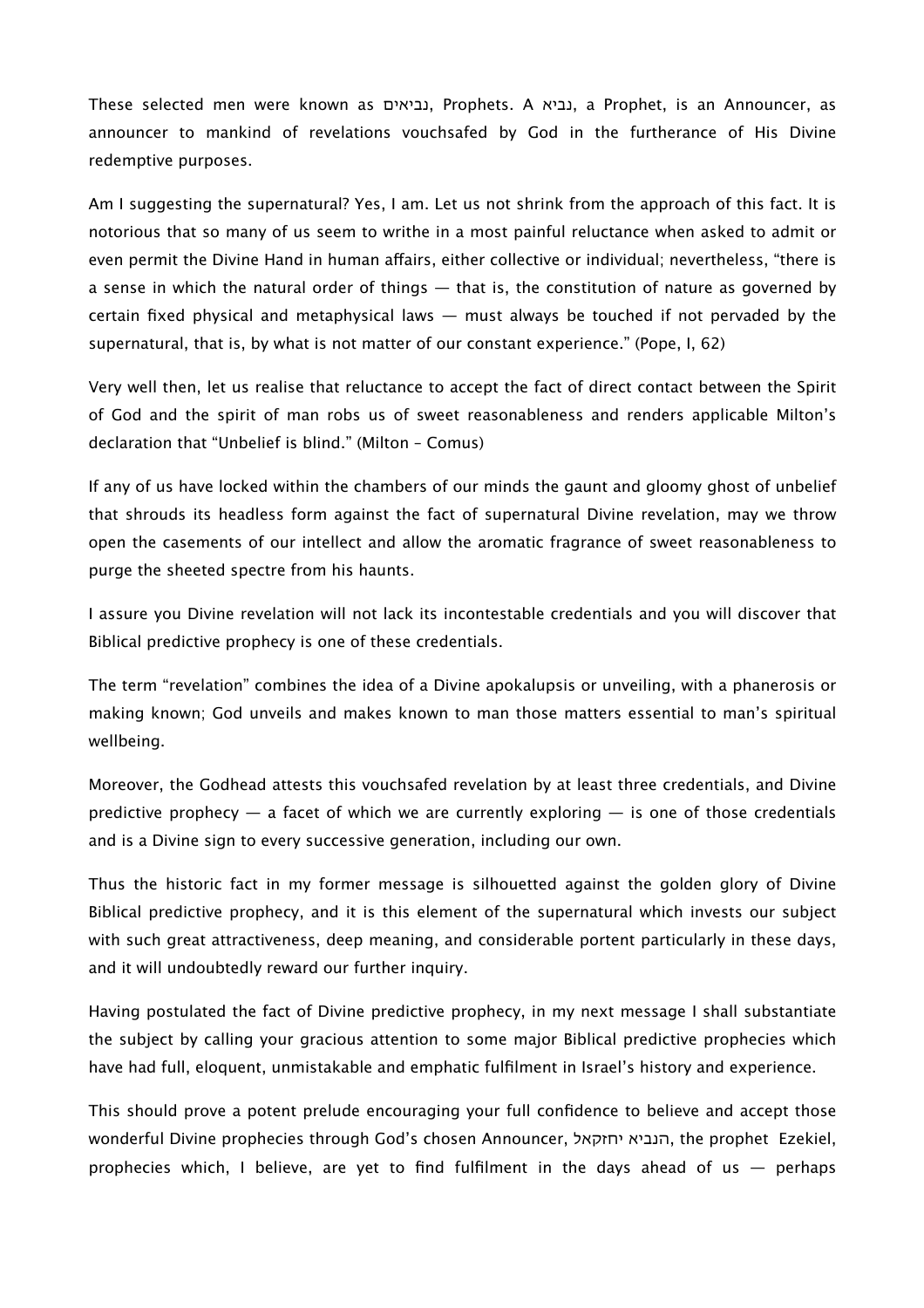These selected men were known as נביאים, Prophets. A נביא, a Prophet, is an Announcer, as announcer to mankind of revelations vouchsafed by God in the furtherance of His Divine redemptive purposes.

Am I suggesting the supernatural? Yes, I am. Let us not shrink from the approach of this fact. It is notorious that so many of us seem to writhe in a most painful reluctance when asked to admit or even permit the Divine Hand in human affairs, either collective or individual; nevertheless, "there is a sense in which the natural order of things — that is, the constitution of nature as governed by certain fixed physical and metaphysical laws — must always be touched if not pervaded by the supernatural, that is, by what is not matter of our constant experience." (Pope, I, 62)

Very well then, let us realise that reluctance to accept the fact of direct contact between the Spirit of God and the spirit of man robs us of sweet reasonableness and renders applicable Milton's declaration that "Unbelief is blind." (Milton – Comus)

If any of us have locked within the chambers of our minds the gaunt and gloomy ghost of unbelief that shrouds its headless form against the fact of supernatural Divine revelation, may we throw open the casements of our intellect and allow the aromatic fragrance of sweet reasonableness to purge the sheeted spectre from his haunts.

I assure you Divine revelation will not lack its incontestable credentials and you will discover that Biblical predictive prophecy is one of these credentials.

The term "revelation" combines the idea of a Divine apokalupsis or unveiling, with a phanerosis or making known; God unveils and makes known to man those matters essential to man's spiritual wellbeing.

Moreover, the Godhead attests this vouchsafed revelation by at least three credentials, and Divine predictive prophecy — a facet of which we are currently exploring — is one of those credentials and is a Divine sign to every successive generation, including our own.

Thus the historic fact in my former message is silhouetted against the golden glory of Divine Biblical predictive prophecy, and it is this element of the supernatural which invests our subject with such great attractiveness, deep meaning, and considerable portent particularly in these days, and it will undoubtedly reward our further inquiry.

Having postulated the fact of Divine predictive prophecy, in my next message I shall substantiate the subject by calling your gracious attention to some major Biblical predictive prophecies which have had full, eloquent, unmistakable and emphatic fulfilment in Israel's history and experience.

This should prove a potent prelude encouraging your full confidence to believe and accept those wonderful Divine prophecies through God's chosen Announcer, הנביא יחזקאל, the prophet Ezekiel, prophecies which, I believe, are yet to find fulfilment in the days ahead of us — perhaps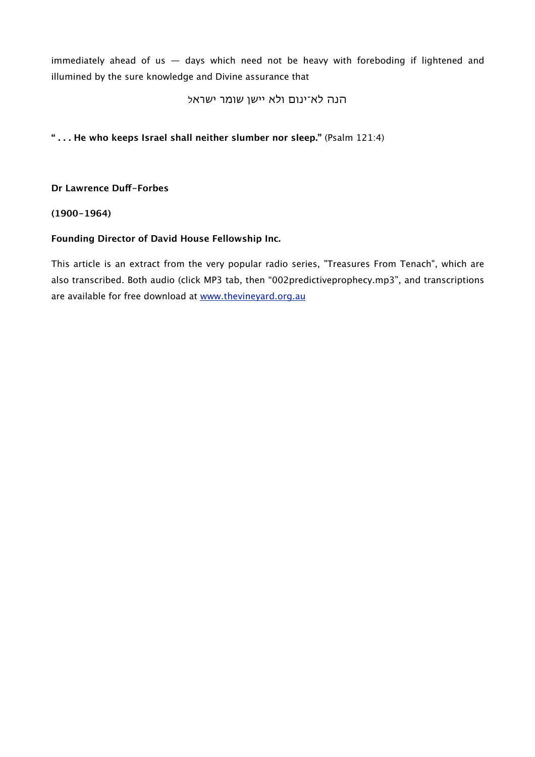immediately ahead of us — days which need not be heavy with foreboding if lightened and illumined by the sure knowledge and Divine assurance that

הנה לא־ינום ולא יישן שומר ישראל

**" . . . He who keeps Israel shall neither slumber nor sleep."** (Psalm 121:4)

**Dr Lawrence Duff-Forbes**

**(1900-1964)**

**Founding Director of David House Fellowship Inc.**

This article is an extract from the very popular radio series, "Treasures From Tenach", which are also transcribed. Both audio (click MP3 tab, then "002predictiveprophecy.mp3", and transcriptions are available for free download at [www.thevineyard.org.au](http://www.thevineyard.org.au)